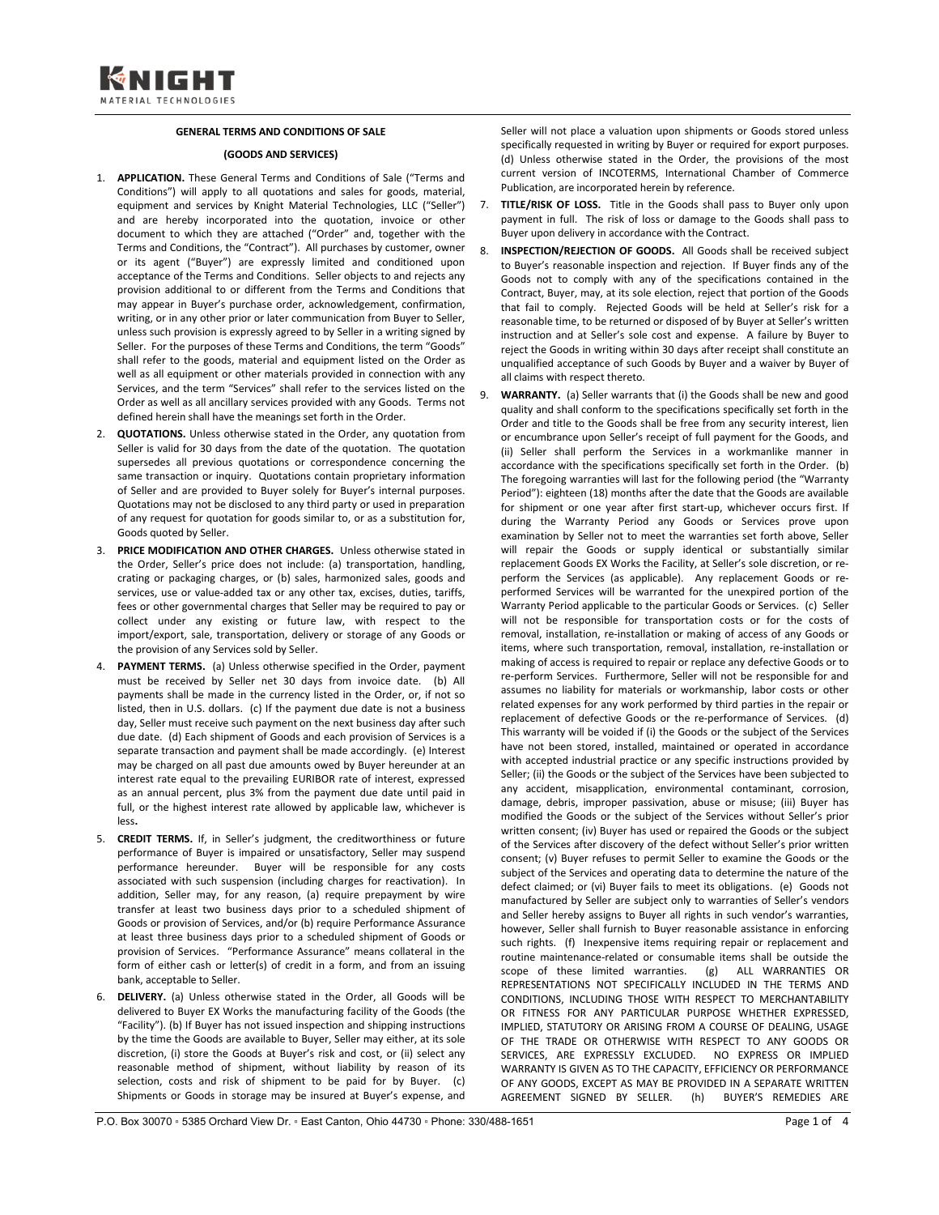KNIGHT
MATERIAL TECHNOLOGIES

# GENERAL TERMS AND CONDITIONS OF SALE

## (GOODS AND SERVICES)

1. **APPLICATION.** These General Terms and Conditions of Sale ("Terms and Conditions") will apply to all quotations and sales for goods, material, equipment and services by Knight Material Technologies, LLC ("Seller") and are hereby incorporated into the quotation, invoice or other document to which they are attached ("Order" and, together with the Terms and Conditions, the "Contract"). All purchases by customer, owner or its agent ("Buyer") are expressly limited and conditioned upon acceptance of the Terms and Conditions. Seller objects to and rejects any provision additional to or different from the Terms and Conditions that may appear in Buyer's purchase order, acknowledgement, confirmation, writing, or in any other prior or later communication from Buyer to Seller, unless such provision is expressly agreed to by Seller in a writing signed by Seller. For the purposes of these Terms and Conditions, the term "Goods" shall refer to the goods, material and equipment listed on the Order as well as all equipment or other materials provided in connection with any Services, and the term "Services" shall refer to the services listed on the Order as well as all ancillary services provided with any Goods. Terms not defined herein shall have the meanings set forth in the Order.

2. **QUOTATIONS.** Unless otherwise stated in the Order, any quotation from Seller is valid for 30 days from the date of the quotation. The quotation supersedes all previous quotations or correspondence concerning the same transaction or inquiry. Quotations contain proprietary information of Seller and are provided to Buyer solely for Buyer's internal purposes. Quotations may not be disclosed to any third party or used in preparation of any request for quotation for goods similar to, or as a substitution for, Goods quoted by Seller.

3. **PRICE MODIFICATION AND OTHER CHARGES.** Unless otherwise stated in the Order, Seller's price does not include: (a) transportation, handling, crating or packaging charges, or (b) sales, harmonized sales, goods and services, use or value-added tax or any other tax, excises, duties, tariffs, fees or other governmental charges that Seller may be required to pay or collect under any existing or future law, with respect to the import/export, sale, transportation, delivery or storage of any Goods or the provision of any Services sold by Seller.

4. **PAYMENT TERMS.** (a) Unless otherwise specified in the Order, payment must be received by Seller net 30 days from invoice date. (b) All payments shall be made in the currency listed in the Order, or, if not so listed, then in U.S. dollars. (c) If the payment due date is not a business day, Seller must receive such payment on the next business day after such due date. (d) Each shipment of Goods and each provision of Services is a separate transaction and payment shall be made accordingly. (e) Interest may be charged on all past due amounts owed by Buyer hereunder at an interest rate equal to the prevailing EURIBOR rate of interest, expressed as an annual percent, plus 3% from the payment due date until paid in full, or the highest interest rate allowed by applicable law, whichever is less**.**

5. **CREDIT TERMS.** If, in Seller's judgment, the creditworthiness or future performance of Buyer is impaired or unsatisfactory, Seller may suspend performance hereunder. Buyer will be responsible for any costs associated with such suspension (including charges for reactivation). In addition, Seller may, for any reason, (a) require prepayment by wire transfer at least two business days prior to a scheduled shipment of Goods or provision of Services, and/or (b) require Performance Assurance at least three business days prior to a scheduled shipment of Goods or provision of Services. "Performance Assurance" means collateral in the form of either cash or letter(s) of credit in a form, and from an issuing bank, acceptable to Seller.

6. **DELIVERY.** (a) Unless otherwise stated in the Order, all Goods will be delivered to Buyer EX Works the manufacturing facility of the Goods (the "Facility"). (b) If Buyer has not issued inspection and shipping instructions by the time the Goods are available to Buyer, Seller may either, at its sole discretion, (i) store the Goods at Buyer's risk and cost, or (ii) select any reasonable method of shipment, without liability by reason of its selection, costs and risk of shipment to be paid for by Buyer. (c) Shipments or Goods in storage may be insured at Buyer's expense, and Seller will not place a valuation upon shipments or Goods stored unless specifically requested in writing by Buyer or required for export purposes. (d) Unless otherwise stated in the Order, the provisions of the most current version of INCOTERMS, International Chamber of Commerce Publication, are incorporated herein by reference.

7. **TITLE/RISK OF LOSS.** Title in the Goods shall pass to Buyer only upon payment in full. The risk of loss or damage to the Goods shall pass to Buyer upon delivery in accordance with the Contract.

8. **INSPECTION/REJECTION OF GOODS.** All Goods shall be received subject to Buyer's reasonable inspection and rejection. If Buyer finds any of the Goods not to comply with any of the specifications contained in the Contract, Buyer, may, at its sole election, reject that portion of the Goods that fail to comply. Rejected Goods will be held at Seller's risk for a reasonable time, to be returned or disposed of by Buyer at Seller's written instruction and at Seller's sole cost and expense. A failure by Buyer to reject the Goods in writing within 30 days after receipt shall constitute an unqualified acceptance of such Goods by Buyer and a waiver by Buyer of all claims with respect thereto.

9. **WARRANTY.** (a) Seller warrants that (i) the Goods shall be new and good quality and shall conform to the specifications specifically set forth in the Order and title to the Goods shall be free from any security interest, lien or encumbrance upon Seller's receipt of full payment for the Goods, and (ii) Seller shall perform the Services in a workmanlike manner in accordance with the specifications specifically set forth in the Order. (b) The foregoing warranties will last for the following period (the "Warranty Period"): eighteen (18) months after the date that the Goods are available for shipment or one year after first start-up, whichever occurs first. If during the Warranty Period any Goods or Services prove upon examination by Seller not to meet the warranties set forth above, Seller will repair the Goods or supply identical or substantially similar replacement Goods EX Works the Facility, at Seller's sole discretion, or re-perform the Services (as applicable). Any replacement Goods or re-performed Services will be warranted for the unexpired portion of the Warranty Period applicable to the particular Goods or Services. (c) Seller will not be responsible for transportation costs or for the costs of removal, installation, re-installation or making of access of any Goods or items, where such transportation, removal, installation, re-installation or making of access is required to repair or replace any defective Goods or to re-perform Services. Furthermore, Seller will not be responsible for and assumes no liability for materials or workmanship, labor costs or other related expenses for any work performed by third parties in the repair or replacement of defective Goods or the re-performance of Services. (d) This warranty will be voided if (i) the Goods or the subject of the Services have not been stored, installed, maintained or operated in accordance with accepted industrial practice or any specific instructions provided by Seller; (ii) the Goods or the subject of the Services have been subjected to any accident, misapplication, environmental contaminant, corrosion, damage, debris, improper passivation, abuse or misuse; (iii) Buyer has modified the Goods or the subject of the Services without Seller's prior written consent; (iv) Buyer has used or repaired the Goods or the subject of the Services after discovery of the defect without Seller's prior written consent; (v) Buyer refuses to permit Seller to examine the Goods or the subject of the Services and operating data to determine the nature of the defect claimed; or (vi) Buyer fails to meet its obligations. (e) Goods not manufactured by Seller are subject only to warranties of Seller's vendors and Seller hereby assigns to Buyer all rights in such vendor's warranties, however, Seller shall furnish to Buyer reasonable assistance in enforcing such rights. (f) Inexpensive items requiring repair or replacement and routine maintenance-related or consumable items shall be outside the scope of these limited warranties. (g) ALL WARRANTIES OR REPRESENTATIONS NOT SPECIFICALLY INCLUDED IN THE TERMS AND CONDITIONS, INCLUDING THOSE WITH RESPECT TO MERCHANTABILITY OR FITNESS FOR ANY PARTICULAR PURPOSE WHETHER EXPRESSED, IMPLIED, STATUTORY OR ARISING FROM A COURSE OF DEALING, USAGE OF THE TRADE OR OTHERWISE WITH RESPECT TO ANY GOODS OR SERVICES, ARE EXPRESSLY EXCLUDED. NO EXPRESS OR IMPLIED WARRANTY IS GIVEN AS TO THE CAPACITY, EFFICIENCY OR PERFORMANCE OF ANY GOODS, EXCEPT AS MAY BE PROVIDED IN A SEPARATE WRITTEN AGREEMENT SIGNED BY SELLER. (h) BUYER'S REMEDIES ARE

P.O. Box 30070 ▫ 5385 Orchard View Dr. ▫ East Canton, Ohio 44730 ▫ Phone: 330/488-1651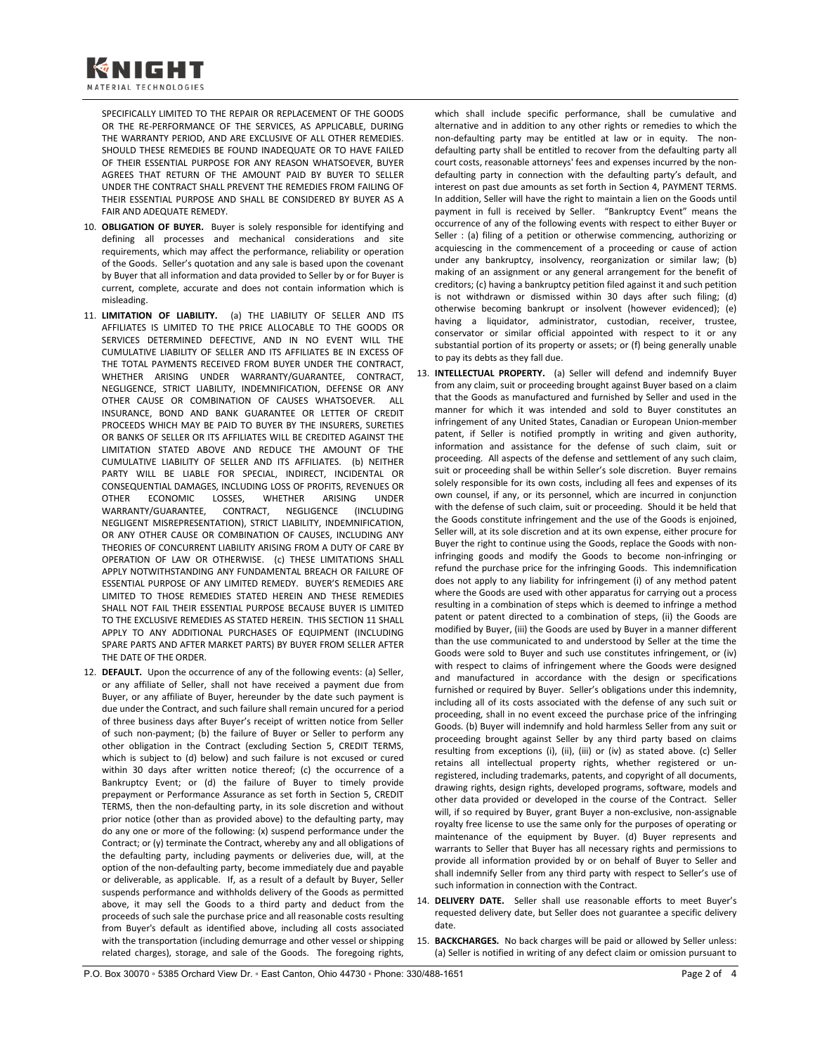SPECIFICALLY LIMITED TO THE REPAIR OR REPLACEMENT OF THE GOODS OR THE RE-PERFORMANCE OF THE SERVICES, AS APPLICABLE, DURING THE WARRANTY PERIOD, AND ARE EXCLUSIVE OF ALL OTHER REMEDIES. SHOULD THESE REMEDIES BE FOUND INADEQUATE OR TO HAVE FAILED OF THEIR ESSENTIAL PURPOSE FOR ANY REASON WHATSOEVER, BUYER AGREES THAT RETURN OF THE AMOUNT PAID BY BUYER TO SELLER UNDER THE CONTRACT SHALL PREVENT THE REMEDIES FROM FAILING OF THEIR ESSENTIAL PURPOSE AND SHALL BE CONSIDERED BY BUYER AS A FAIR AND ADEQUATE REMEDY.

10. **OBLIGATION OF BUYER.** Buyer is solely responsible for identifying and defining all processes and mechanical considerations and site requirements, which may affect the performance, reliability or operation of the Goods. Seller's quotation and any sale is based upon the covenant by Buyer that all information and data provided to Seller by or for Buyer is current, complete, accurate and does not contain information which is misleading.

11. **LIMITATION OF LIABILITY.** (a) THE LIABILITY OF SELLER AND ITS AFFILIATES IS LIMITED TO THE PRICE ALLOCABLE TO THE GOODS OR SERVICES DETERMINED DEFECTIVE, AND IN NO EVENT WILL THE CUMULATIVE LIABILITY OF SELLER AND ITS AFFILIATES BE IN EXCESS OF THE TOTAL PAYMENTS RECEIVED FROM BUYER UNDER THE CONTRACT, WHETHER ARISING UNDER WARRANTY/GUARANTEE, CONTRACT, NEGLIGENCE, STRICT LIABILITY, INDEMNIFICATION, DEFENSE OR ANY OTHER CAUSE OR COMBINATION OF CAUSES WHATSOEVER. ALL INSURANCE, BOND AND BANK GUARANTEE OR LETTER OF CREDIT PROCEEDS WHICH MAY BE PAID TO BUYER BY THE INSURERS, SURETIES OR BANKS OF SELLER OR ITS AFFILIATES WILL BE CREDITED AGAINST THE LIMITATION STATED ABOVE AND REDUCE THE AMOUNT OF THE CUMULATIVE LIABILITY OF SELLER AND ITS AFFILIATES. (b) NEITHER PARTY WILL BE LIABLE FOR SPECIAL, INDIRECT, INCIDENTAL OR CONSEQUENTIAL DAMAGES, INCLUDING LOSS OF PROFITS, REVENUES OR OTHER ECONOMIC LOSSES, WHETHER ARISING UNDER WARRANTY/GUARANTEE, CONTRACT, NEGLIGENCE (INCLUDING NEGLIGENT MISREPRESENTATION), STRICT LIABILITY, INDEMNIFICATION, OR ANY OTHER CAUSE OR COMBINATION OF CAUSES, INCLUDING ANY THEORIES OF CONCURRENT LIABILITY ARISING FROM A DUTY OF CARE BY OPERATION OF LAW OR OTHERWISE. (c) THESE LIMITATIONS SHALL APPLY NOTWITHSTANDING ANY FUNDAMENTAL BREACH OR FAILURE OF ESSENTIAL PURPOSE OF ANY LIMITED REMEDY. BUYER'S REMEDIES ARE LIMITED TO THOSE REMEDIES STATED HEREIN AND THESE REMEDIES SHALL NOT FAIL THEIR ESSENTIAL PURPOSE BECAUSE BUYER IS LIMITED TO THE EXCLUSIVE REMEDIES AS STATED HEREIN. THIS SECTION 11 SHALL APPLY TO ANY ADDITIONAL PURCHASES OF EQUIPMENT (INCLUDING SPARE PARTS AND AFTER MARKET PARTS) BY BUYER FROM SELLER AFTER THE DATE OF THE ORDER.

12. **DEFAULT.** Upon the occurrence of any of the following events: (a) Seller, or any affiliate of Seller, shall not have received a payment due from Buyer, or any affiliate of Buyer, hereunder by the date such payment is due under the Contract, and such failure shall remain uncured for a period of three business days after Buyer's receipt of written notice from Seller of such non-payment; (b) the failure of Buyer or Seller to perform any other obligation in the Contract (excluding Section 5, CREDIT TERMS, which is subject to (d) below) and such failure is not excused or cured within 30 days after written notice thereof; (c) the occurrence of a Bankruptcy Event; or (d) the failure of Buyer to timely provide prepayment or Performance Assurance as set forth in Section 5, CREDIT TERMS, then the non-defaulting party, in its sole discretion and without prior notice (other than as provided above) to the defaulting party, may do any one or more of the following: (x) suspend performance under the Contract; or (y) terminate the Contract, whereby any and all obligations of the defaulting party, including payments or deliveries due, will, at the option of the non-defaulting party, become immediately due and payable or deliverable, as applicable. If, as a result of a default by Buyer, Seller suspends performance and withholds delivery of the Goods as permitted above, it may sell the Goods to a third party and deduct from the proceeds of such sale the purchase price and all reasonable costs resulting from Buyer's default as identified above, including all costs associated with the transportation (including demurrage and other vessel or shipping related charges), storage, and sale of the Goods. The foregoing rights, which shall include specific performance, shall be cumulative and alternative and in addition to any other rights or remedies to which the non-defaulting party may be entitled at law or in equity. The non-defaulting party shall be entitled to recover from the defaulting party all court costs, reasonable attorneys' fees and expenses incurred by the non-defaulting party in connection with the defaulting party's default, and interest on past due amounts as set forth in Section 4, PAYMENT TERMS. In addition, Seller will have the right to maintain a lien on the Goods until payment in full is received by Seller. "Bankruptcy Event" means the occurrence of any of the following events with respect to either Buyer or Seller : (a) filing of a petition or otherwise commencing, authorizing or acquiescing in the commencement of a proceeding or cause of action under any bankruptcy, insolvency, reorganization or similar law; (b) making of an assignment or any general arrangement for the benefit of creditors; (c) having a bankruptcy petition filed against it and such petition is not withdrawn or dismissed within 30 days after such filing; (d) otherwise becoming bankrupt or insolvent (however evidenced); (e) having a liquidator, administrator, custodian, receiver, trustee, conservator or similar official appointed with respect to it or any substantial portion of its property or assets; or (f) being generally unable to pay its debts as they fall due.

13. **INTELLECTUAL PROPERTY.** (a) Seller will defend and indemnify Buyer from any claim, suit or proceeding brought against Buyer based on a claim that the Goods as manufactured and furnished by Seller and used in the manner for which it was intended and sold to Buyer constitutes an infringement of any United States, Canadian or European Union-member patent, if Seller is notified promptly in writing and given authority, information and assistance for the defense of such claim, suit or proceeding. All aspects of the defense and settlement of any such claim, suit or proceeding shall be within Seller's sole discretion. Buyer remains solely responsible for its own costs, including all fees and expenses of its own counsel, if any, or its personnel, which are incurred in conjunction with the defense of such claim, suit or proceeding. Should it be held that the Goods constitute infringement and the use of the Goods is enjoined, Seller will, at its sole discretion and at its own expense, either procure for Buyer the right to continue using the Goods, replace the Goods with non-infringing goods and modify the Goods to become non-infringing or refund the purchase price for the infringing Goods. This indemnification does not apply to any liability for infringement (i) of any method patent where the Goods are used with other apparatus for carrying out a process resulting in a combination of steps which is deemed to infringe a method patent or patent directed to a combination of steps, (ii) the Goods are modified by Buyer, (iii) the Goods are used by Buyer in a manner different than the use communicated to and understood by Seller at the time the Goods were sold to Buyer and such use constitutes infringement, or (iv) with respect to claims of infringement where the Goods were designed and manufactured in accordance with the design or specifications furnished or required by Buyer. Seller's obligations under this indemnity, including all of its costs associated with the defense of any such suit or proceeding, shall in no event exceed the purchase price of the infringing Goods. (b) Buyer will indemnify and hold harmless Seller from any suit or proceeding brought against Seller by any third party based on claims resulting from exceptions (i), (ii), (iii) or (iv) as stated above. (c) Seller retains all intellectual property rights, whether registered or un-registered, including trademarks, patents, and copyright of all documents, drawing rights, design rights, developed programs, software, models and other data provided or developed in the course of the Contract. Seller will, if so required by Buyer, grant Buyer a non-exclusive, non-assignable royalty free license to use the same only for the purposes of operating or maintenance of the equipment by Buyer. (d) Buyer represents and warrants to Seller that Buyer has all necessary rights and permissions to provide all information provided by or on behalf of Buyer to Seller and shall indemnify Seller from any third party with respect to Seller's use of such information in connection with the Contract.

14. **DELIVERY DATE.** Seller shall use reasonable efforts to meet Buyer's requested delivery date, but Seller does not guarantee a specific delivery date.

15. **BACKCHARGES.** No back charges will be paid or allowed by Seller unless: (a) Seller is notified in writing of any defect claim or omission pursuant to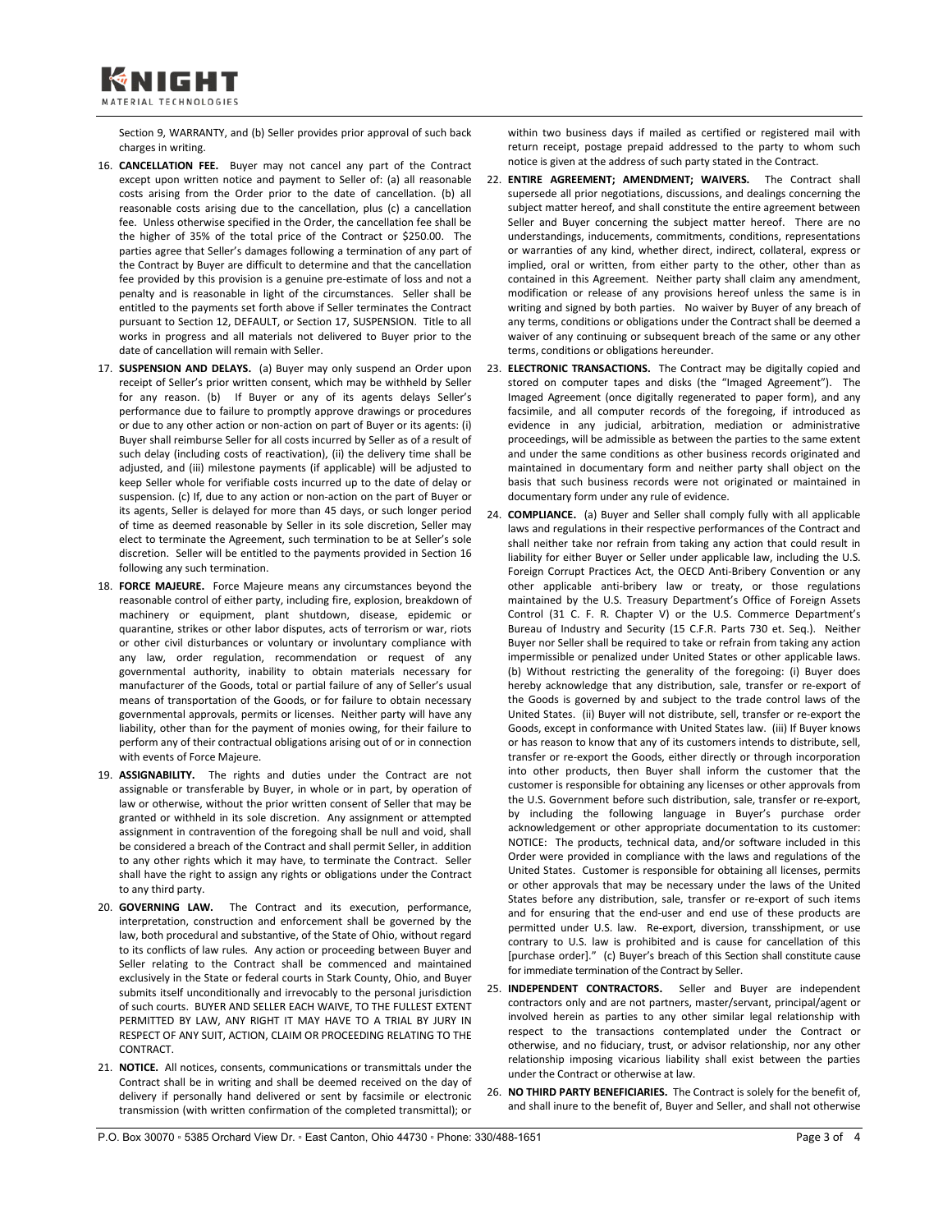Section 9, WARRANTY, and (b) Seller provides prior approval of such back charges in writing.

16. **CANCELLATION FEE.** Buyer may not cancel any part of the Contract except upon written notice and payment to Seller of: (a) all reasonable costs arising from the Order prior to the date of cancellation. (b) all reasonable costs arising due to the cancellation, plus (c) a cancellation fee. Unless otherwise specified in the Order, the cancellation fee shall be the higher of 35% of the total price of the Contract or $250.00. The parties agree that Seller's damages following a termination of any part of the Contract by Buyer are difficult to determine and that the cancellation fee provided by this provision is a genuine pre-estimate of loss and not a penalty and is reasonable in light of the circumstances. Seller shall be entitled to the payments set forth above if Seller terminates the Contract pursuant to Section 12, DEFAULT, or Section 17, SUSPENSION. Title to all works in progress and all materials not delivered to Buyer prior to the date of cancellation will remain with Seller.

17. **SUSPENSION AND DELAYS.** (a) Buyer may only suspend an Order upon receipt of Seller's prior written consent, which may be withheld by Seller for any reason. (b) If Buyer or any of its agents delays Seller's performance due to failure to promptly approve drawings or procedures or due to any other action or non-action on part of Buyer or its agents: (i) Buyer shall reimburse Seller for all costs incurred by Seller as of a result of such delay (including costs of reactivation), (ii) the delivery time shall be adjusted, and (iii) milestone payments (if applicable) will be adjusted to keep Seller whole for verifiable costs incurred up to the date of delay or suspension. (c) If, due to any action or non-action on the part of Buyer or its agents, Seller is delayed for more than 45 days, or such longer period of time as deemed reasonable by Seller in its sole discretion, Seller may elect to terminate the Agreement, such termination to be at Seller's sole discretion. Seller will be entitled to the payments provided in Section 16 following any such termination.

18. **FORCE MAJEURE.** Force Majeure means any circumstances beyond the reasonable control of either party, including fire, explosion, breakdown of machinery or equipment, plant shutdown, disease, epidemic or quarantine, strikes or other labor disputes, acts of terrorism or war, riots or other civil disturbances or voluntary or involuntary compliance with any law, order regulation, recommendation or request of any governmental authority, inability to obtain materials necessary for manufacturer of the Goods, total or partial failure of any of Seller's usual means of transportation of the Goods, or for failure to obtain necessary governmental approvals, permits or licenses. Neither party will have any liability, other than for the payment of monies owing, for their failure to perform any of their contractual obligations arising out of or in connection with events of Force Majeure.

19. **ASSIGNABILITY.** The rights and duties under the Contract are not assignable or transferable by Buyer, in whole or in part, by operation of law or otherwise, without the prior written consent of Seller that may be granted or withheld in its sole discretion. Any assignment or attempted assignment in contravention of the foregoing shall be null and void, shall be considered a breach of the Contract and shall permit Seller, in addition to any other rights which it may have, to terminate the Contract. Seller shall have the right to assign any rights or obligations under the Contract to any third party.

20. **GOVERNING LAW.** The Contract and its execution, performance, interpretation, construction and enforcement shall be governed by the law, both procedural and substantive, of the State of Ohio, without regard to its conflicts of law rules. Any action or proceeding between Buyer and Seller relating to the Contract shall be commenced and maintained exclusively in the State or federal courts in Stark County, Ohio, and Buyer submits itself unconditionally and irrevocably to the personal jurisdiction of such courts. BUYER AND SELLER EACH WAIVE, TO THE FULLEST EXTENT PERMITTED BY LAW, ANY RIGHT IT MAY HAVE TO A TRIAL BY JURY IN RESPECT OF ANY SUIT, ACTION, CLAIM OR PROCEEDING RELATING TO THE CONTRACT.

21. **NOTICE.** All notices, consents, communications or transmittals under the Contract shall be in writing and shall be deemed received on the day of delivery if personally hand delivered or sent by facsimile or electronic transmission (with written confirmation of the completed transmittal); or within two business days if mailed as certified or registered mail with return receipt, postage prepaid addressed to the party to whom such notice is given at the address of such party stated in the Contract.

22. **ENTIRE AGREEMENT; AMENDMENT; WAIVERS.** The Contract shall supersede all prior negotiations, discussions, and dealings concerning the subject matter hereof, and shall constitute the entire agreement between Seller and Buyer concerning the subject matter hereof. There are no understandings, inducements, commitments, conditions, representations or warranties of any kind, whether direct, indirect, collateral, express or implied, oral or written, from either party to the other, other than as contained in this Agreement. Neither party shall claim any amendment, modification or release of any provisions hereof unless the same is in writing and signed by both parties. No waiver by Buyer of any breach of any terms, conditions or obligations under the Contract shall be deemed a waiver of any continuing or subsequent breach of the same or any other terms, conditions or obligations hereunder.

23. **ELECTRONIC TRANSACTIONS.** The Contract may be digitally copied and stored on computer tapes and disks (the "Imaged Agreement"). The Imaged Agreement (once digitally regenerated to paper form), and any facsimile, and all computer records of the foregoing, if introduced as evidence in any judicial, arbitration, mediation or administrative proceedings, will be admissible as between the parties to the same extent and under the same conditions as other business records originated and maintained in documentary form and neither party shall object on the basis that such business records were not originated or maintained in documentary form under any rule of evidence.

24. **COMPLIANCE.** (a) Buyer and Seller shall comply fully with all applicable laws and regulations in their respective performances of the Contract and shall neither take nor refrain from taking any action that could result in liability for either Buyer or Seller under applicable law, including the U.S. Foreign Corrupt Practices Act, the OECD Anti-Bribery Convention or any other applicable anti-bribery law or treaty, or those regulations maintained by the U.S. Treasury Department's Office of Foreign Assets Control (31 C. F. R. Chapter V) or the U.S. Commerce Department's Bureau of Industry and Security (15 C.F.R. Parts 730 et. Seq.). Neither Buyer nor Seller shall be required to take or refrain from taking any action impermissible or penalized under United States or other applicable laws. (b) Without restricting the generality of the foregoing: (i) Buyer does hereby acknowledge that any distribution, sale, transfer or re-export of the Goods is governed by and subject to the trade control laws of the United States. (ii) Buyer will not distribute, sell, transfer or re-export the Goods, except in conformance with United States law. (iii) If Buyer knows or has reason to know that any of its customers intends to distribute, sell, transfer or re-export the Goods, either directly or through incorporation into other products, then Buyer shall inform the customer that the customer is responsible for obtaining any licenses or other approvals from the U.S. Government before such distribution, sale, transfer or re-export, by including the following language in Buyer's purchase order acknowledgement or other appropriate documentation to its customer: NOTICE: The products, technical data, and/or software included in this Order were provided in compliance with the laws and regulations of the United States. Customer is responsible for obtaining all licenses, permits or other approvals that may be necessary under the laws of the United States before any distribution, sale, transfer or re-export of such items and for ensuring that the end-user and end use of these products are permitted under U.S. law. Re-export, diversion, transshipment, or use contrary to U.S. law is prohibited and is cause for cancellation of this [purchase order]." (c) Buyer's breach of this Section shall constitute cause for immediate termination of the Contract by Seller.

25. **INDEPENDENT CONTRACTORS.** Seller and Buyer are independent contractors only and are not partners, master/servant, principal/agent or involved herein as parties to any other similar legal relationship with respect to the transactions contemplated under the Contract or otherwise, and no fiduciary, trust, or advisor relationship, nor any other relationship imposing vicarious liability shall exist between the parties under the Contract or otherwise at law.

26. **NO THIRD PARTY BENEFICIARIES.** The Contract is solely for the benefit of, and shall inure to the benefit of, Buyer and Seller, and shall not otherwise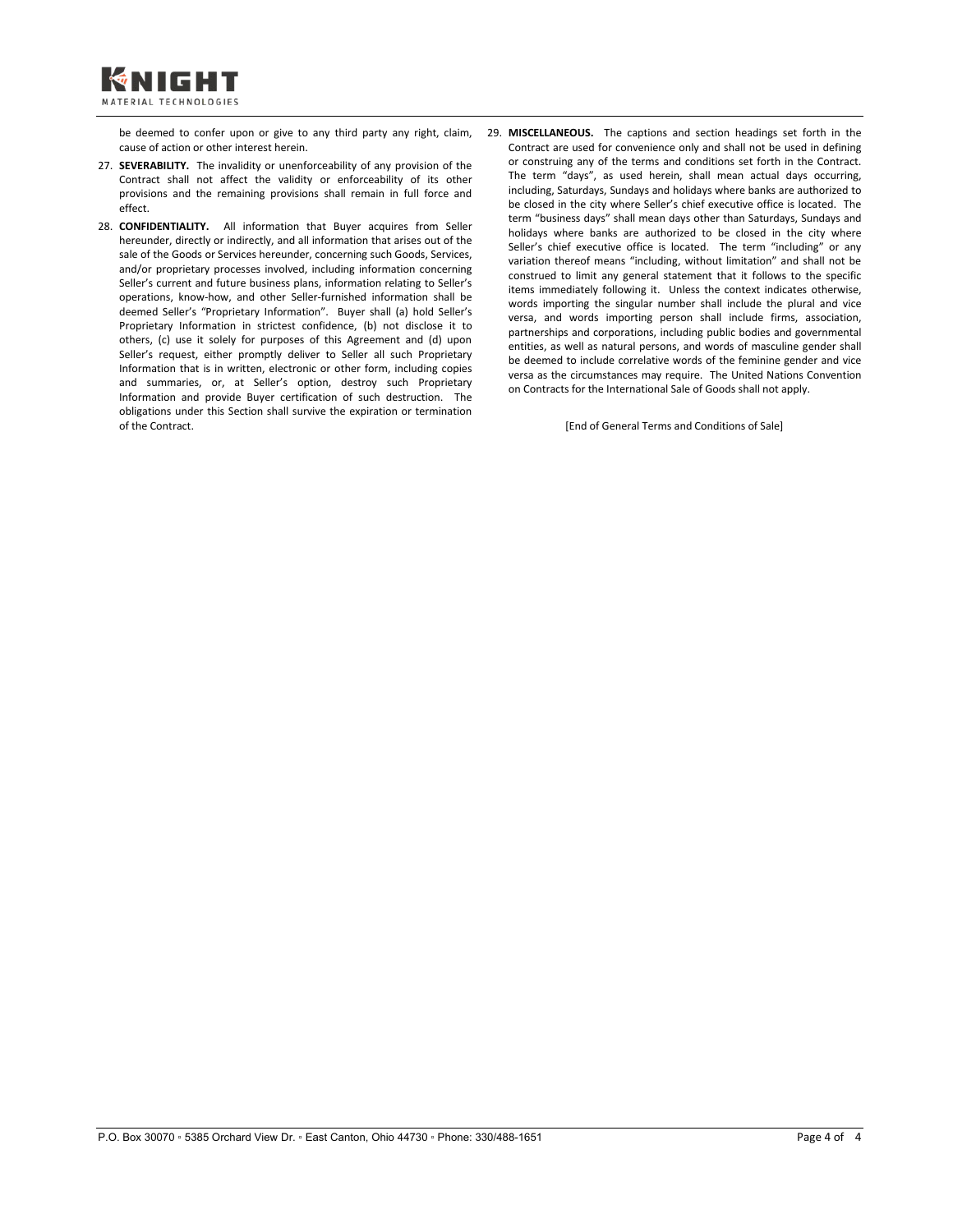be deemed to confer upon or give to any third party any right, claim, cause of action or other interest herein.

27. **SEVERABILITY.** The invalidity or unenforceability of any provision of the Contract shall not affect the validity or enforceability of its other provisions and the remaining provisions shall remain in full force and effect.

28. **CONFIDENTIALITY.** All information that Buyer acquires from Seller hereunder, directly or indirectly, and all information that arises out of the sale of the Goods or Services hereunder, concerning such Goods, Services, and/or proprietary processes involved, including information concerning Seller's current and future business plans, information relating to Seller's operations, know-how, and other Seller-furnished information shall be deemed Seller's "Proprietary Information". Buyer shall (a) hold Seller's Proprietary Information in strictest confidence, (b) not disclose it to others, (c) use it solely for purposes of this Agreement and (d) upon Seller's request, either promptly deliver to Seller all such Proprietary Information that is in written, electronic or other form, including copies and summaries, or, at Seller's option, destroy such Proprietary Information and provide Buyer certification of such destruction. The obligations under this Section shall survive the expiration or termination of the Contract.

29. **MISCELLANEOUS.** The captions and section headings set forth in the Contract are used for convenience only and shall not be used in defining or construing any of the terms and conditions set forth in the Contract. The term "days", as used herein, shall mean actual days occurring, including, Saturdays, Sundays and holidays where banks are authorized to be closed in the city where Seller's chief executive office is located. The term "business days" shall mean days other than Saturdays, Sundays and holidays where banks are authorized to be closed in the city where Seller's chief executive office is located. The term "including" or any variation thereof means "including, without limitation" and shall not be construed to limit any general statement that it follows to the specific items immediately following it. Unless the context indicates otherwise, words importing the singular number shall include the plural and vice versa, and words importing person shall include firms, association, partnerships and corporations, including public bodies and governmental entities, as well as natural persons, and words of masculine gender shall be deemed to include correlative words of the feminine gender and vice versa as the circumstances may require. The United Nations Convention on Contracts for the International Sale of Goods shall not apply.

[End of General Terms and Conditions of Sale]